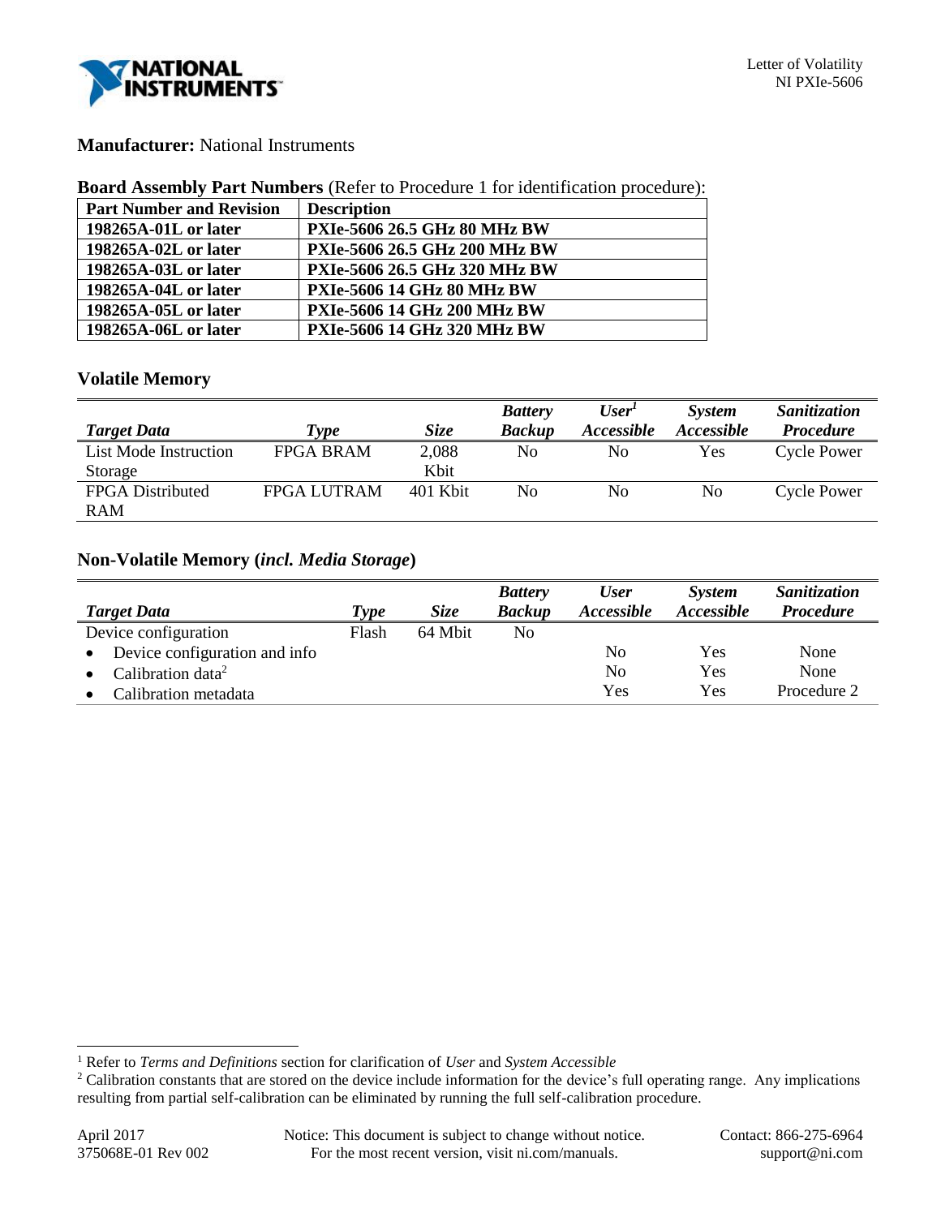**Manufacturer:** National Instruments

**Board Assembly Part Numbers** (Refer to Procedure 1 for identification procedure):

| Part Number and Revision | Description |
|---|---|
| **198265A-01L or later** | **PXIe-5606 26.5 GHz 80 MHz BW** |
| **198265A-02L or later** | **PXIe-5606 26.5 GHz 200 MHz BW** |
| **198265A-03L or later** | **PXIe-5606 26.5 GHz 320 MHz BW** |
| **198265A-04L or later** | **PXIe-5606 14 GHz 80 MHz BW** |
| **198265A-05L or later** | **PXIe-5606 14 GHz 200 MHz BW** |
| **198265A-06L or later** | **PXIe-5606 14 GHz 320 MHz BW** |

## Volatile Memory

| *Target Data* | *Type* | *Size* | *Battery Backup* | *User[1] Accessible* | *System Accessible* | *Sanitization Procedure* |
|---|---|---|---|---|---|---|
| List Mode Instruction Storage | FPGA BRAM | 2,088 Kbit | No | No | Yes | Cycle Power |
| FPGA Distributed RAM | FPGA LUTRAM | 401 Kbit | No | No | No | Cycle Power |

## Non-Volatile Memory (*incl. Media Storage*)

| *Target Data* | *Type* | *Size* | *Battery Backup* | *User Accessible* | *System Accessible* | *Sanitization Procedure* |
|---|---|---|---|---|---|---|
| Device configuration | Flash | 64 Mbit | No | | | |
| • Device configuration and info | | | | No | Yes | None |
| • Calibration data[2] | | | | No | Yes | None |
| • Calibration metadata | | | | Yes | Yes | Procedure 2 |

[1] Refer to *Terms and Definitions* section for clarification of *User* and *System Accessible*

[2] Calibration constants that are stored on the device include information for the device's full operating range. Any implications resulting from partial self-calibration can be eliminated by running the full self-calibration procedure.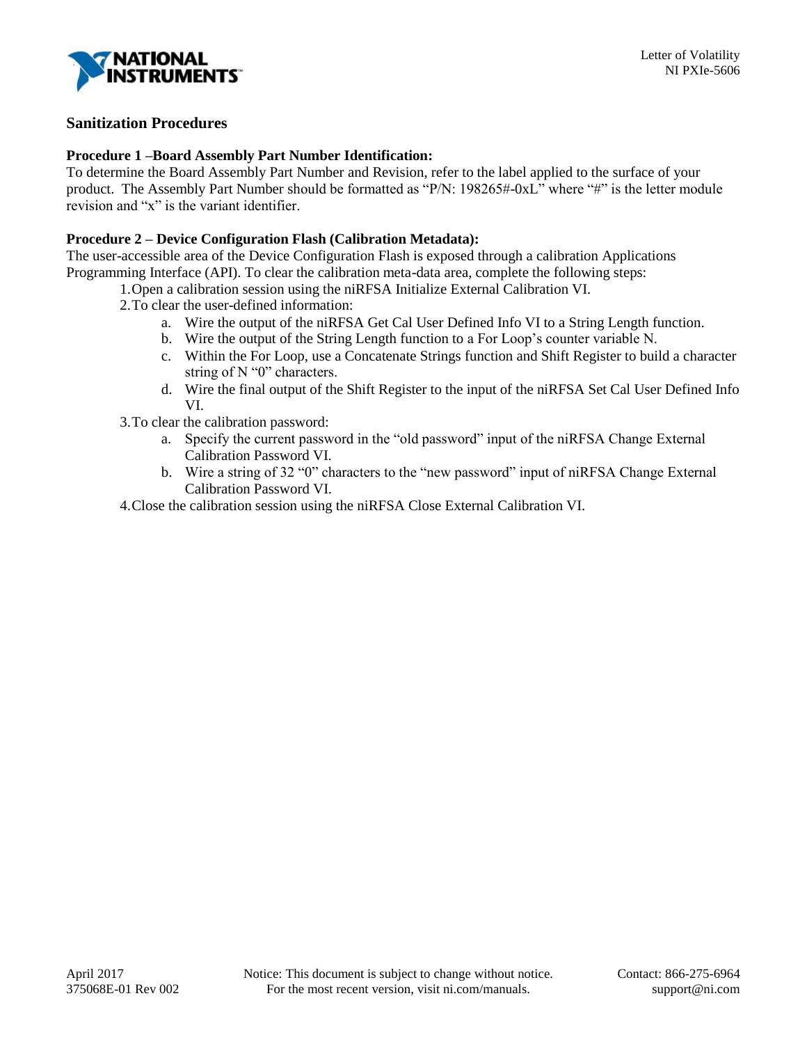## Sanitization Procedures

**Procedure 1 –Board Assembly Part Number Identification:**

To determine the Board Assembly Part Number and Revision, refer to the label applied to the surface of your product. The Assembly Part Number should be formatted as "P/N: 198265#-0xL" where "#" is the letter module revision and "x" is the variant identifier.

**Procedure 2 – Device Configuration Flash (Calibration Metadata):**

The user-accessible area of the Device Configuration Flash is exposed through a calibration Applications Programming Interface (API). To clear the calibration meta-data area, complete the following steps:

1. Open a calibration session using the niRFSA Initialize External Calibration VI.
2. To clear the user-defined information:
   a. Wire the output of the niRFSA Get Cal User Defined Info VI to a String Length function.
   b. Wire the output of the String Length function to a For Loop's counter variable N.
   c. Within the For Loop, use a Concatenate Strings function and Shift Register to build a character string of N "0" characters.
   d. Wire the final output of the Shift Register to the input of the niRFSA Set Cal User Defined Info VI.
3. To clear the calibration password:
   a. Specify the current password in the "old password" input of the niRFSA Change External Calibration Password VI.
   b. Wire a string of 32 "0" characters to the "new password" input of niRFSA Change External Calibration Password VI.
4. Close the calibration session using the niRFSA Close External Calibration VI.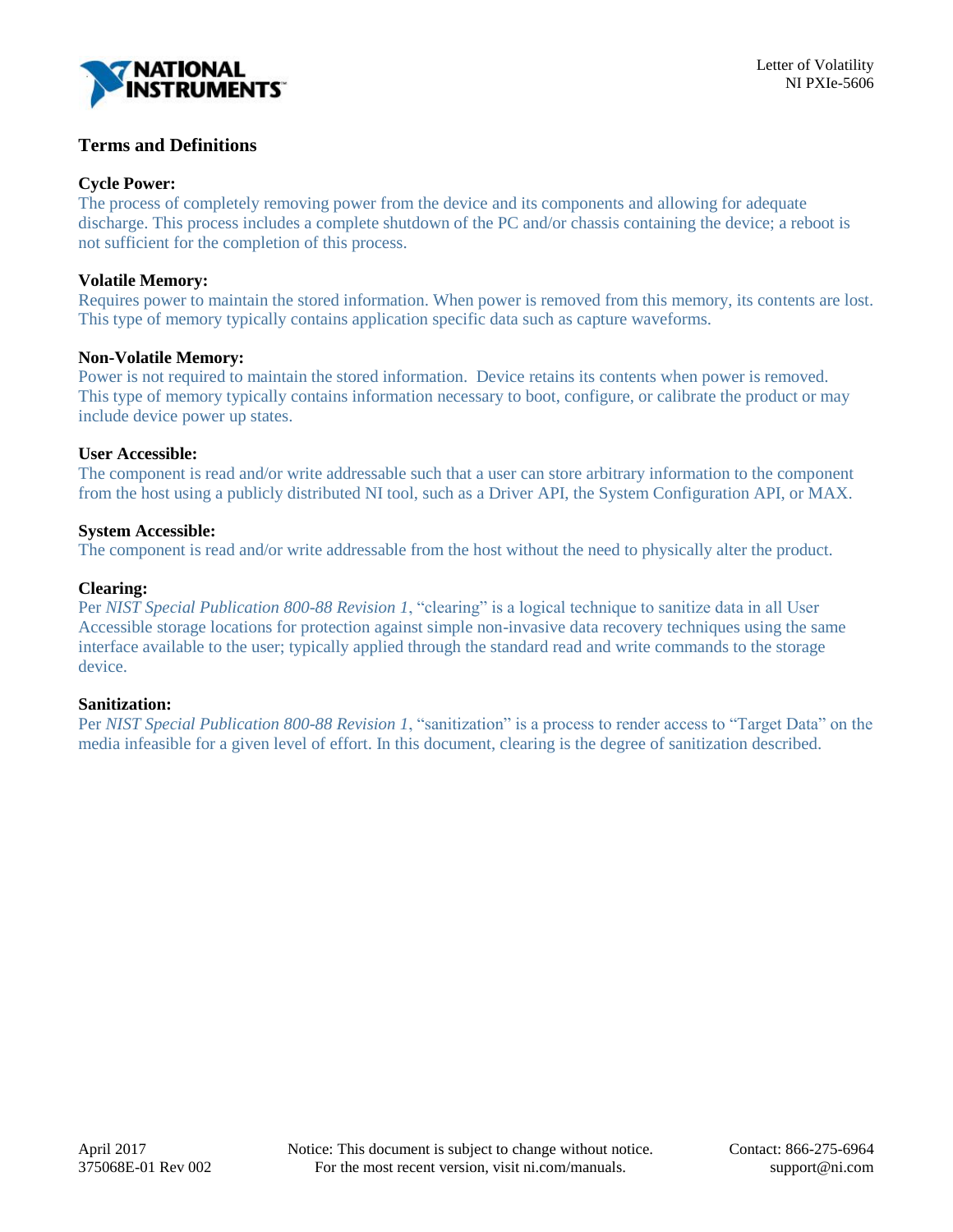## Terms and Definitions

**Cycle Power:**

The process of completely removing power from the device and its components and allowing for adequate discharge. This process includes a complete shutdown of the PC and/or chassis containing the device; a reboot is not sufficient for the completion of this process.

**Volatile Memory:**

Requires power to maintain the stored information. When power is removed from this memory, its contents are lost. This type of memory typically contains application specific data such as capture waveforms.

**Non-Volatile Memory:**

Power is not required to maintain the stored information. Device retains its contents when power is removed. This type of memory typically contains information necessary to boot, configure, or calibrate the product or may include device power up states.

**User Accessible:**

The component is read and/or write addressable such that a user can store arbitrary information to the component from the host using a publicly distributed NI tool, such as a Driver API, the System Configuration API, or MAX.

**System Accessible:**

The component is read and/or write addressable from the host without the need to physically alter the product.

**Clearing:**

Per *NIST Special Publication 800-88 Revision 1*, "clearing" is a logical technique to sanitize data in all User Accessible storage locations for protection against simple non-invasive data recovery techniques using the same interface available to the user; typically applied through the standard read and write commands to the storage device.

**Sanitization:**

Per *NIST Special Publication 800-88 Revision 1*, "sanitization" is a process to render access to "Target Data" on the media infeasible for a given level of effort. In this document, clearing is the degree of sanitization described.